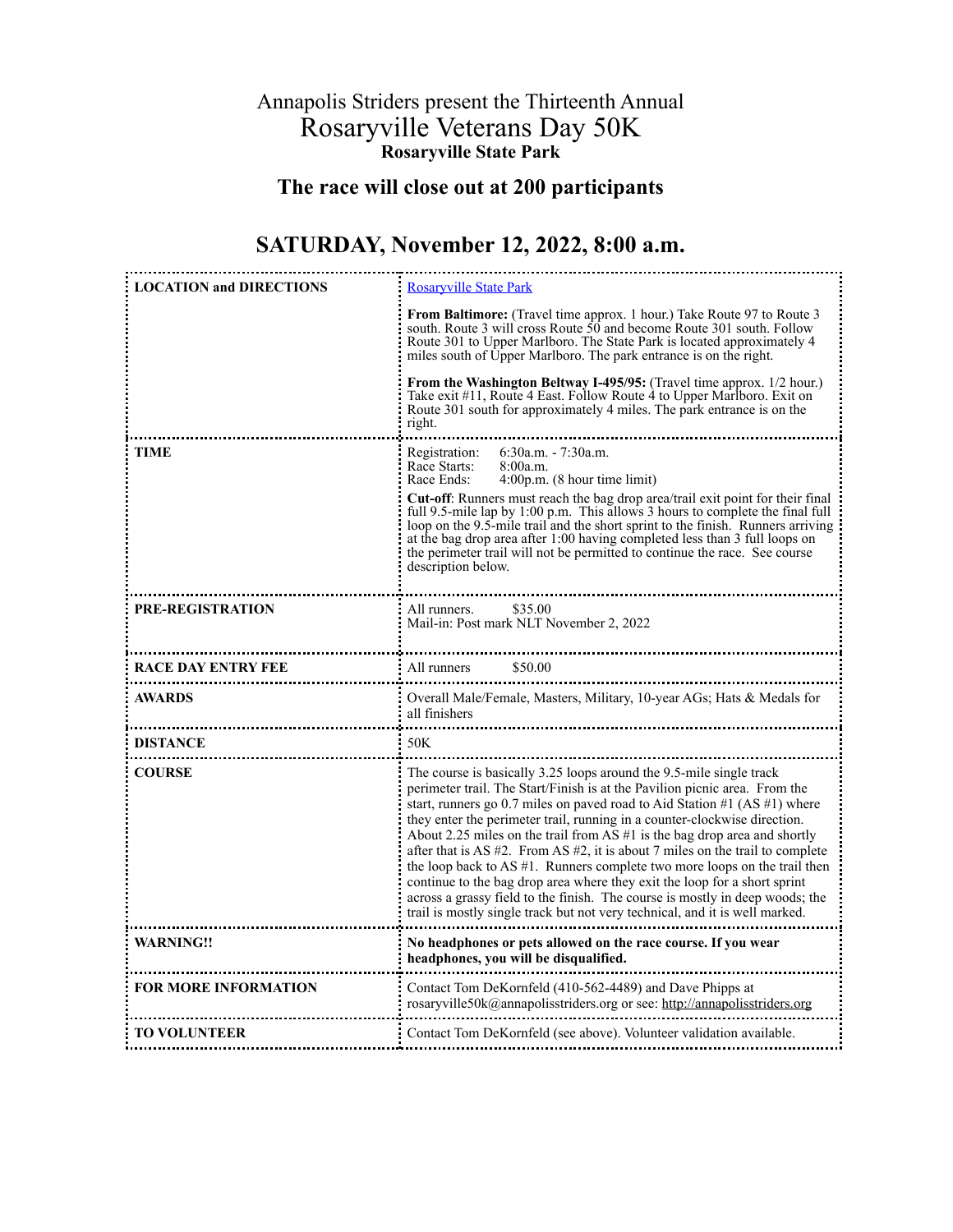Annapolis Striders present the Thirteenth Annual

# Rosaryville Veterans Day 50K

**Rosaryville State Park**

## The race will close out at 200 participants

## SATURDAY, November 12, 2022, 8:00 a.m.

| | |
|---|---|
| **LOCATION and DIRECTIONS** | Rosaryville State Park<br><br>**From Baltimore:** (Travel time approx. 1 hour.) Take Route 97 to Route 3 south. Route 3 will cross Route 50 and become Route 301 south. Follow Route 301 to Upper Marlboro. The State Park is located approximately 4 miles south of Upper Marlboro. The park entrance is on the right.<br><br>**From the Washington Beltway I-495/95:** (Travel time approx. 1/2 hour.) Take exit #11, Route 4 East. Follow Route 4 to Upper Marlboro. Exit on Route 301 south for approximately 4 miles. The park entrance is on the right. |
| **TIME** | Registration: 6:30a.m. - 7:30a.m.<br>Race Starts: 8:00a.m.<br>Race Ends: 4:00p.m. (8 hour time limit)<br><br>**Cut-off**: Runners must reach the bag drop area/trail exit point for their final full 9.5-mile lap by 1:00 p.m. This allows 3 hours to complete the final full loop on the 9.5-mile trail and the short sprint to the finish. Runners arriving at the bag drop area after 1:00 having completed less than 3 full loops on the perimeter trail will not be permitted to continue the race. See course description below. |
| **PRE-REGISTRATION** | All runners. $35.00<br>Mail-in: Post mark NLT November 2, 2022 |
| **RACE DAY ENTRY FEE** | All runners $50.00 |
| **AWARDS** | Overall Male/Female, Masters, Military, 10-year AGs; Hats & Medals for all finishers |
| **DISTANCE** | 50K |
| **COURSE** | The course is basically 3.25 loops around the 9.5-mile single track perimeter trail. The Start/Finish is at the Pavilion picnic area. From the start, runners go 0.7 miles on paved road to Aid Station #1 (AS #1) where they enter the perimeter trail, running in a counter-clockwise direction. About 2.25 miles on the trail from AS #1 is the bag drop area and shortly after that is AS #2. From AS #2, it is about 7 miles on the trail to complete the loop back to AS #1. Runners complete two more loops on the trail then continue to the bag drop area where they exit the loop for a short sprint across a grassy field to the finish. The course is mostly in deep woods; the trail is mostly single track but not very technical, and it is well marked. |
| **WARNING!!** | **No headphones or pets allowed on the race course. If you wear headphones, you will be disqualified.** |
| **FOR MORE INFORMATION** | Contact Tom DeKornfeld (410-562-4489) and Dave Phipps at rosaryville50k@annapolisstriders.org or see: http://annapolisstriders.org |
| **TO VOLUNTEER** | Contact Tom DeKornfeld (see above). Volunteer validation available. |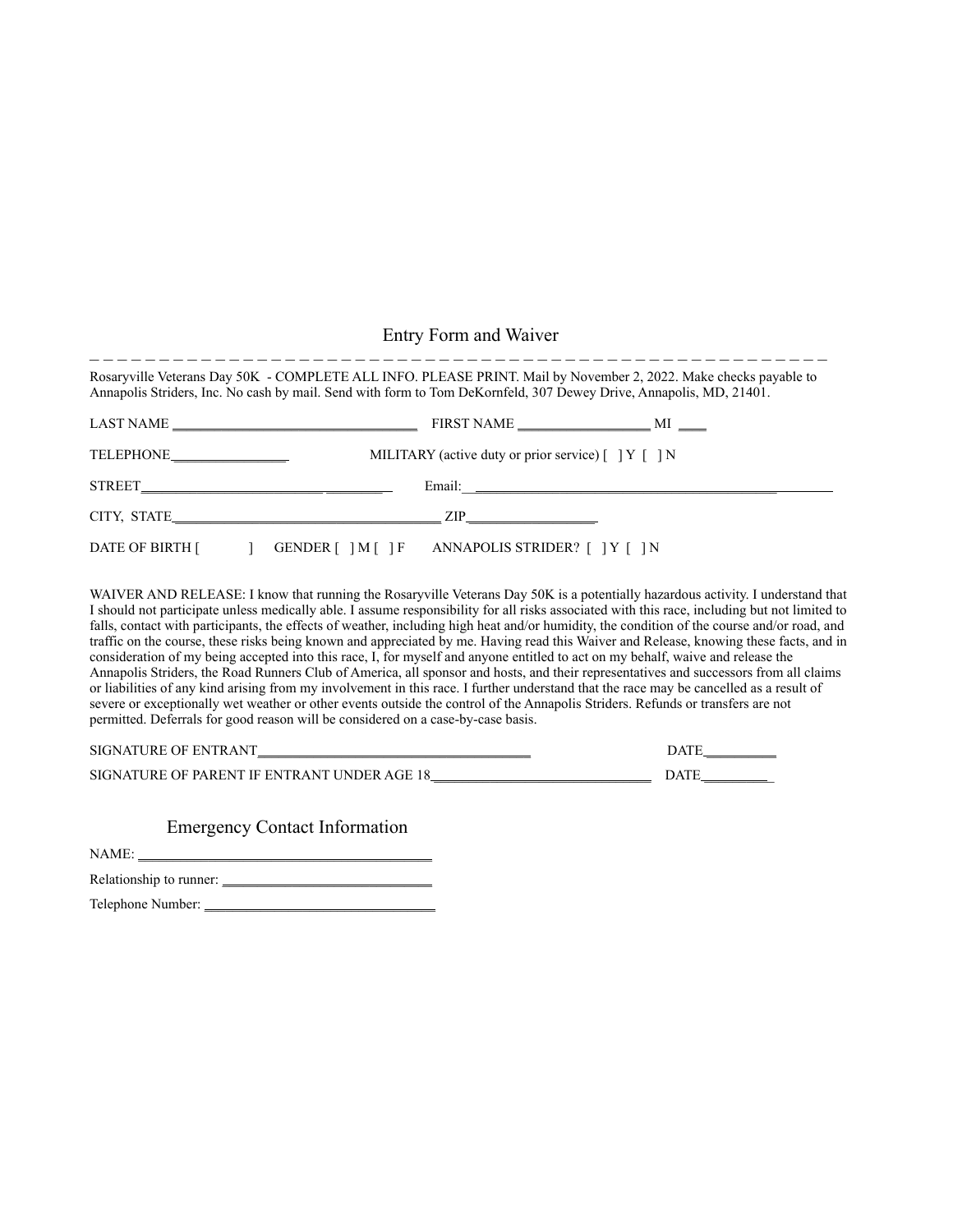## Entry Form and Waiver

Rosaryville Veterans Day 50K - COMPLETE ALL INFO. PLEASE PRINT. Mail by November 2, 2022. Make checks payable to Annapolis Striders, Inc. No cash by mail. Send with form to Tom DeKornfeld, 307 Dewey Drive, Annapolis, MD, 21401.

LAST NAME ________________________________ FIRST NAME ____________________ MI ____

TELEPHONE________________ MILITARY (active duty or prior service) [ ] Y [ ] N

STREET__________________________________ Email:_______________________________________________

CITY, STATE____________________________________ ZIP__________________

DATE OF BIRTH [ ] GENDER [ ] M [ ] F ANNAPOLIS STRIDER? [ ] Y [ ] N

WAIVER AND RELEASE: I know that running the Rosaryville Veterans Day 50K is a potentially hazardous activity. I understand that I should not participate unless medically able. I assume responsibility for all risks associated with this race, including but not limited to falls, contact with participants, the effects of weather, including high heat and/or humidity, the condition of the course and/or road, and traffic on the course, these risks being known and appreciated by me. Having read this Waiver and Release, knowing these facts, and in consideration of my being accepted into this race, I, for myself and anyone entitled to act on my behalf, waive and release the Annapolis Striders, the Road Runners Club of America, all sponsor and hosts, and their representatives and successors from all claims or liabilities of any kind arising from my involvement in this race. I further understand that the race may be cancelled as a result of severe or exceptionally wet weather or other events outside the control of the Annapolis Striders. Refunds or transfers are not permitted. Deferrals for good reason will be considered on a case-by-case basis.

SIGNATURE OF ENTRANT______________________________________ DATE__________

SIGNATURE OF PARENT IF ENTRANT UNDER AGE 18______________________________ DATE__________

### Emergency Contact Information

NAME: ________________________________________

Relationship to runner: ______________________________

Telephone Number: _________________________________